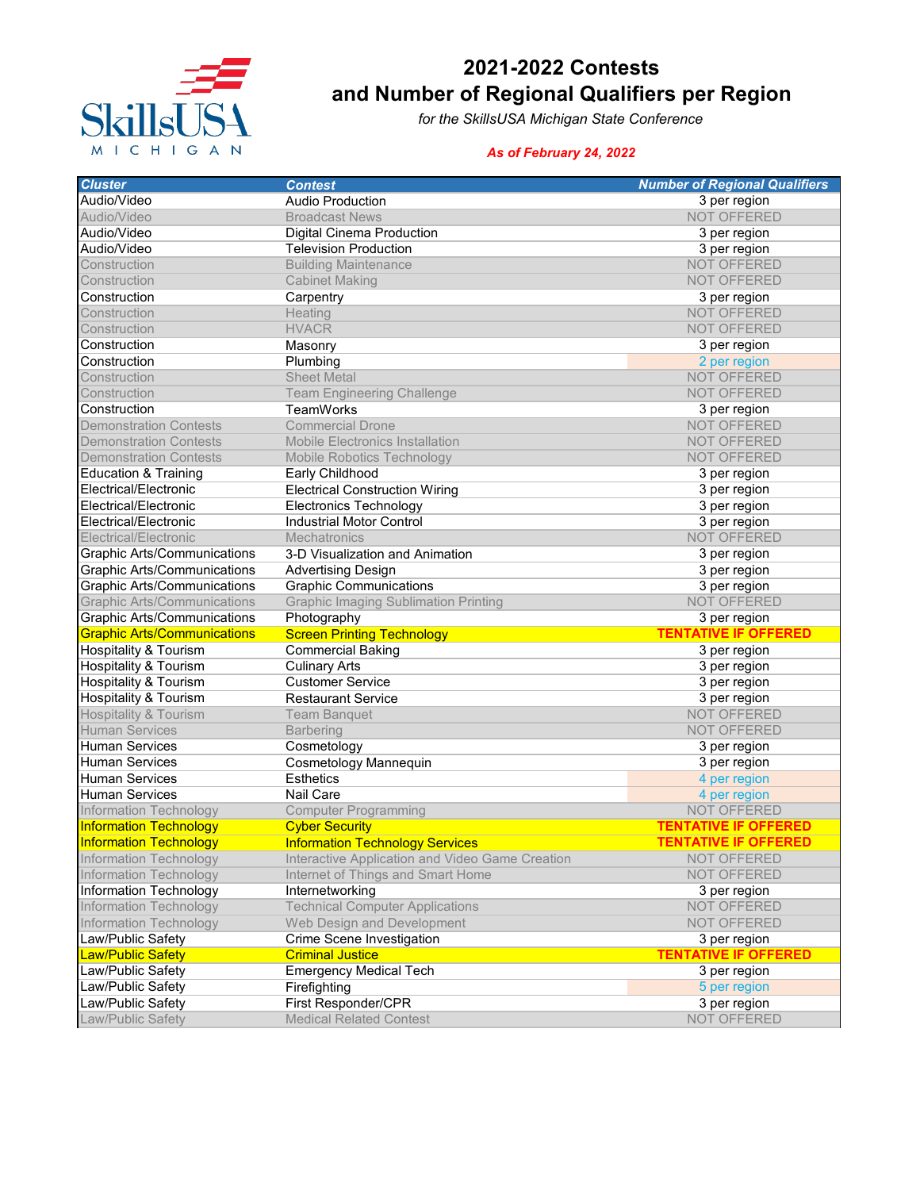# 2021-2022 Contests and Number of Regional Qualifiers per Region

*for the SkillsUSA Michigan State Conference*

***As of February 24, 2022***

| Cluster | Contest | Number of Regional Qualifiers |
|---|---|---|
| Audio/Video | Audio Production | 3 per region |
| Audio/Video | Broadcast News | NOT OFFERED |
| Audio/Video | Digital Cinema Production | 3 per region |
| Audio/Video | Television Production | 3 per region |
| Construction | Building Maintenance | NOT OFFERED |
| Construction | Cabinet Making | NOT OFFERED |
| Construction | Carpentry | 3 per region |
| Construction | Heating | NOT OFFERED |
| Construction | HVACR | NOT OFFERED |
| Construction | Masonry | 3 per region |
| Construction | Plumbing | 2 per region |
| Construction | Sheet Metal | NOT OFFERED |
| Construction | Team Engineering Challenge | NOT OFFERED |
| Construction | TeamWorks | 3 per region |
| Demonstration Contests | Commercial Drone | NOT OFFERED |
| Demonstration Contests | Mobile Electronics Installation | NOT OFFERED |
| Demonstration Contests | Mobile Robotics Technology | NOT OFFERED |
| Education & Training | Early Childhood | 3 per region |
| Electrical/Electronic | Electrical Construction Wiring | 3 per region |
| Electrical/Electronic | Electronics Technology | 3 per region |
| Electrical/Electronic | Industrial Motor Control | 3 per region |
| Electrical/Electronic | Mechatronics | NOT OFFERED |
| Graphic Arts/Communications | 3-D Visualization and Animation | 3 per region |
| Graphic Arts/Communications | Advertising Design | 3 per region |
| Graphic Arts/Communications | Graphic Communications | 3 per region |
| Graphic Arts/Communications | Graphic Imaging Sublimation Printing | NOT OFFERED |
| Graphic Arts/Communications | Photography | 3 per region |
| Graphic Arts/Communications | Screen Printing Technology | **TENTATIVE IF OFFERED** |
| Hospitality & Tourism | Commercial Baking | 3 per region |
| Hospitality & Tourism | Culinary Arts | 3 per region |
| Hospitality & Tourism | Customer Service | 3 per region |
| Hospitality & Tourism | Restaurant Service | 3 per region |
| Hospitality & Tourism | Team Banquet | NOT OFFERED |
| Human Services | Barbering | NOT OFFERED |
| Human Services | Cosmetology | 3 per region |
| Human Services | Cosmetology Mannequin | 3 per region |
| Human Services | Esthetics | 4 per region |
| Human Services | Nail Care | 4 per region |
| Information Technology | Computer Programming | NOT OFFERED |
| Information Technology | Cyber Security | **TENTATIVE IF OFFERED** |
| Information Technology | Information Technology Services | **TENTATIVE IF OFFERED** |
| Information Technology | Interactive Application and Video Game Creation | NOT OFFERED |
| Information Technology | Internet of Things and Smart Home | NOT OFFERED |
| Information Technology | Internetworking | 3 per region |
| Information Technology | Technical Computer Applications | NOT OFFERED |
| Information Technology | Web Design and Development | NOT OFFERED |
| Law/Public Safety | Crime Scene Investigation | 3 per region |
| Law/Public Safety | Criminal Justice | **TENTATIVE IF OFFERED** |
| Law/Public Safety | Emergency Medical Tech | 3 per region |
| Law/Public Safety | Firefighting | 5 per region |
| Law/Public Safety | First Responder/CPR | 3 per region |
| Law/Public Safety | Medical Related Contest | NOT OFFERED |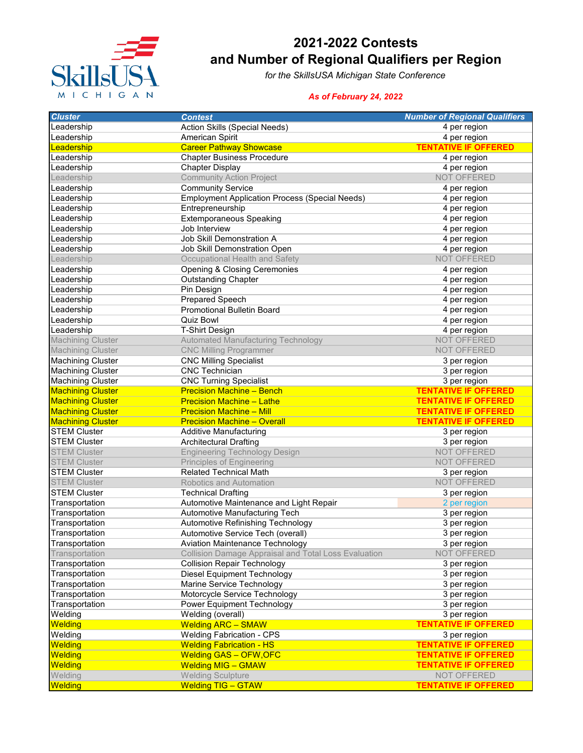# 2021-2022 Contests and Number of Regional Qualifiers per Region

*for the SkillsUSA Michigan State Conference*

***As of February 24, 2022***

| Cluster | Contest | Number of Regional Qualifiers |
|---|---|---|
| Leadership | Action Skills (Special Needs) | 4 per region |
| Leadership | American Spirit | 4 per region |
| Leadership | Career Pathway Showcase | TENTATIVE IF OFFERED |
| Leadership | Chapter Business Procedure | 4 per region |
| Leadership | Chapter Display | 4 per region |
| Leadership | Community Action Project | NOT OFFERED |
| Leadership | Community Service | 4 per region |
| Leadership | Employment Application Process (Special Needs) | 4 per region |
| Leadership | Entrepreneurship | 4 per region |
| Leadership | Extemporaneous Speaking | 4 per region |
| Leadership | Job Interview | 4 per region |
| Leadership | Job Skill Demonstration A | 4 per region |
| Leadership | Job Skill Demonstration Open | 4 per region |
| Leadership | Occupational Health and Safety | NOT OFFERED |
| Leadership | Opening & Closing Ceremonies | 4 per region |
| Leadership | Outstanding Chapter | 4 per region |
| Leadership | Pin Design | 4 per region |
| Leadership | Prepared Speech | 4 per region |
| Leadership | Promotional Bulletin Board | 4 per region |
| Leadership | Quiz Bowl | 4 per region |
| Leadership | T-Shirt Design | 4 per region |
| Machining Cluster | Automated Manufacturing Technology | NOT OFFERED |
| Machining Cluster | CNC Milling Programmer | NOT OFFERED |
| Machining Cluster | CNC Milling Specialist | 3 per region |
| Machining Cluster | CNC Technician | 3 per region |
| Machining Cluster | CNC Turning Specialist | 3 per region |
| Machining Cluster | Precision Machine – Bench | TENTATIVE IF OFFERED |
| Machining Cluster | Precision Machine – Lathe | TENTATIVE IF OFFERED |
| Machining Cluster | Precision Machine – Mill | TENTATIVE IF OFFERED |
| Machining Cluster | Precision Machine – Overall | TENTATIVE IF OFFERED |
| STEM Cluster | Additive Manufacturing | 3 per region |
| STEM Cluster | Architectural Drafting | 3 per region |
| STEM Cluster | Engineering Technology Design | NOT OFFERED |
| STEM Cluster | Principles of Engineering | NOT OFFERED |
| STEM Cluster | Related Technical Math | 3 per region |
| STEM Cluster | Robotics and Automation | NOT OFFERED |
| STEM Cluster | Technical Drafting | 3 per region |
| Transportation | Automotive Maintenance and Light Repair | 2 per region |
| Transportation | Automotive Manufacturing Tech | 3 per region |
| Transportation | Automotive Refinishing Technology | 3 per region |
| Transportation | Automotive Service Tech (overall) | 3 per region |
| Transportation | Aviation Maintenance Technology | 3 per region |
| Transportation | Collision Damage Appraisal and Total Loss Evaluation | NOT OFFERED |
| Transportation | Collision Repair Technology | 3 per region |
| Transportation | Diesel Equipment Technology | 3 per region |
| Transportation | Marine Service Technology | 3 per region |
| Transportation | Motorcycle Service Technology | 3 per region |
| Transportation | Power Equipment Technology | 3 per region |
| Welding | Welding (overall) | 3 per region |
| Welding | Welding ARC – SMAW | TENTATIVE IF OFFERED |
| Welding | Welding Fabrication - CPS | 3 per region |
| Welding | Welding Fabrication - HS | TENTATIVE IF OFFERED |
| Welding | Welding GAS – OFW,OFC | TENTATIVE IF OFFERED |
| Welding | Welding MIG – GMAW | TENTATIVE IF OFFERED |
| Welding | Welding Sculpture | NOT OFFERED |
| Welding | Welding TIG – GTAW | TENTATIVE IF OFFERED |